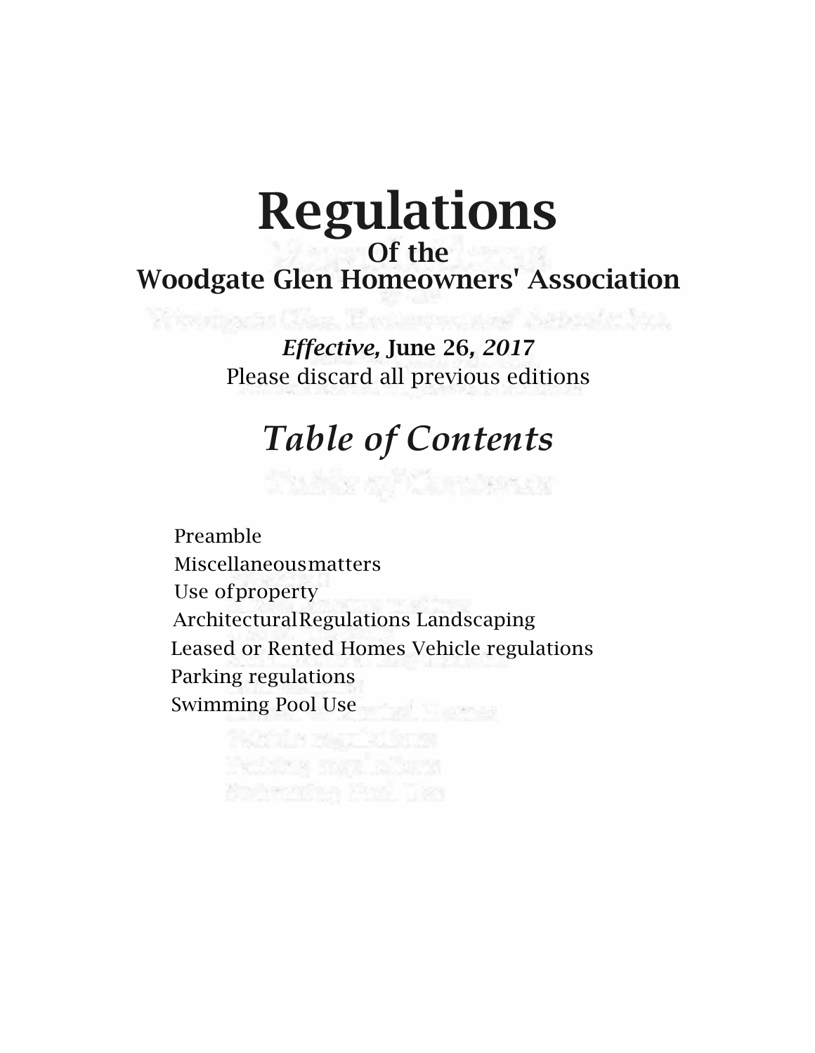# Regulations

## Of the
## Woodgate Glen Homeowners' Association

***Effective,* June 26, *2017***
Please discard all previous editions

## *Table of Contents*

- Preamble
- Miscellaneousmatters
- Use ofproperty
- ArchitecturalRegulations Landscaping
- Leased or Rented Homes Vehicle regulations
- Parking regulations
- Swimming Pool Use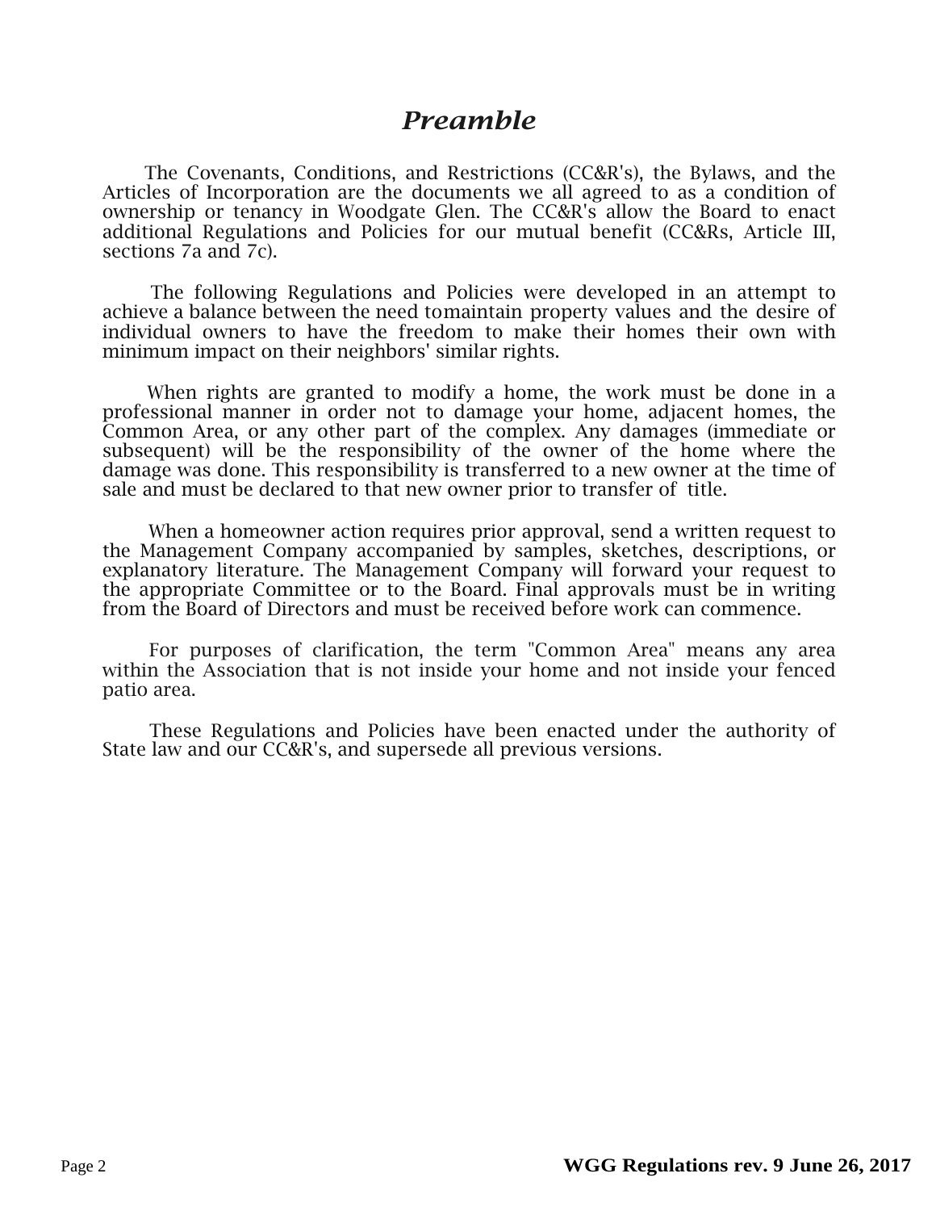# *Preamble*

The Covenants, Conditions, and Restrictions (CC&R's), the Bylaws, and the Articles of Incorporation are the documents we all agreed to as a condition of ownership or tenancy in Woodgate Glen. The CC&R's allow the Board to enact additional Regulations and Policies for our mutual benefit (CC&Rs, Article III, sections 7a and 7c).

The following Regulations and Policies were developed in an attempt to achieve a balance between the need tomaintain property values and the desire of individual owners to have the freedom to make their homes their own with minimum impact on their neighbors' similar rights.

When rights are granted to modify a home, the work must be done in a professional manner in order not to damage your home, adjacent homes, the Common Area, or any other part of the complex. Any damages (immediate or subsequent) will be the responsibility of the owner of the home where the damage was done. This responsibility is transferred to a new owner at the time of sale and must be declared to that new owner prior to transfer of title.

When a homeowner action requires prior approval, send a written request to the Management Company accompanied by samples, sketches, descriptions, or explanatory literature. The Management Company will forward your request to the appropriate Committee or to the Board. Final approvals must be in writing from the Board of Directors and must be received before work can commence.

For purposes of clarification, the term "Common Area" means any area within the Association that is not inside your home and not inside your fenced patio area.

These Regulations and Policies have been enacted under the authority of State law and our CC&R's, and supersede all previous versions.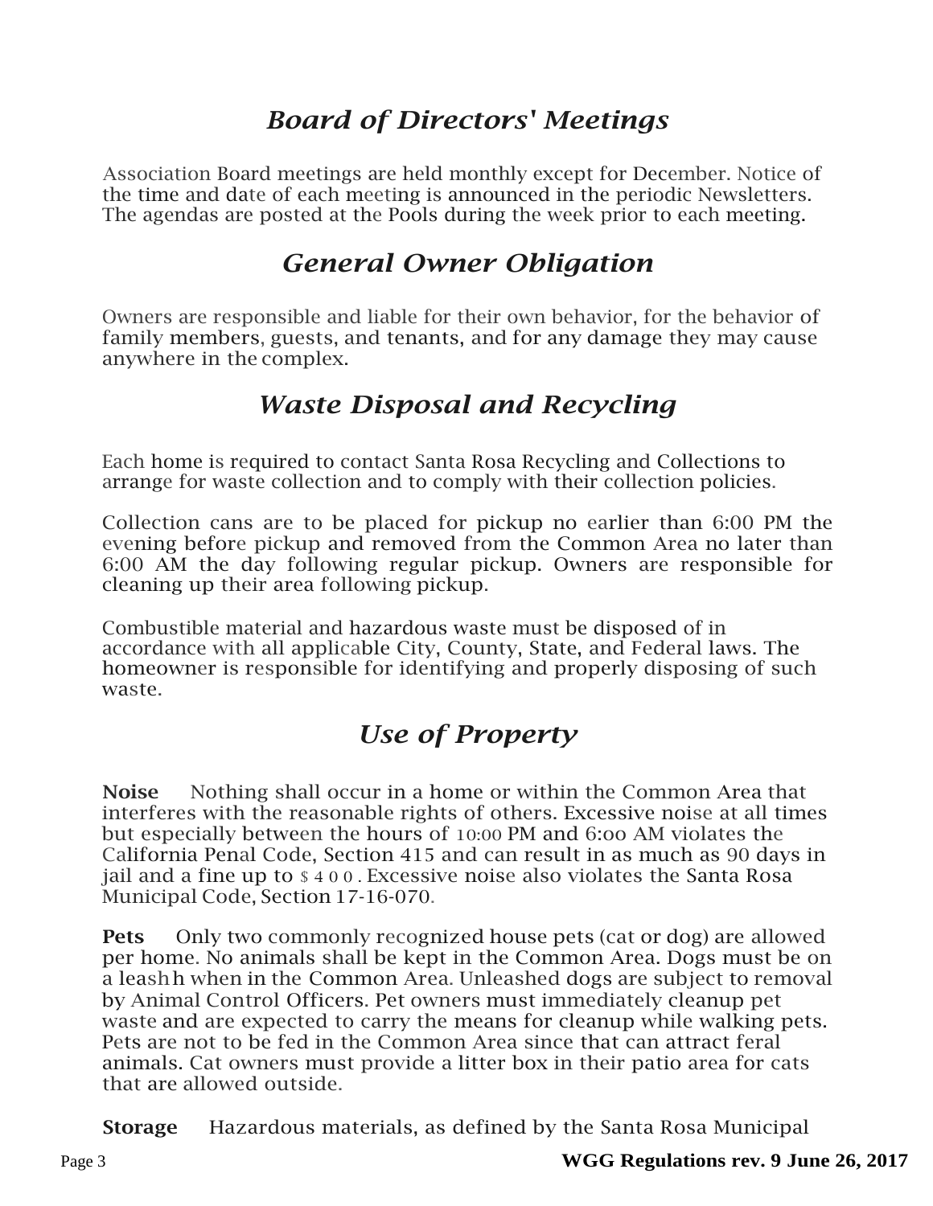## *Board of Directors' Meetings*

Association Board meetings are held monthly except for December. Notice of the time and date of each meeting is announced in the periodic Newsletters. The agendas are posted at the Pools during the week prior to each meeting.

## *General Owner Obligation*

Owners are responsible and liable for their own behavior, for the behavior of family members, guests, and tenants, and for any damage they may cause anywhere in the complex.

## *Waste Disposal and Recycling*

Each home is required to contact Santa Rosa Recycling and Collections to arrange for waste collection and to comply with their collection policies.

Collection cans are to be placed for pickup no earlier than 6:00 PM the evening before pickup and removed from the Common Area no later than 6:00 AM the day following regular pickup. Owners are responsible for cleaning up their area following pickup.

Combustible material and hazardous waste must be disposed of in accordance with all applicable City, County, State, and Federal laws. The homeowner is responsible for identifying and properly disposing of such waste.

## *Use of Property*

**Noise** Nothing shall occur in a home or within the Common Area that interferes with the reasonable rights of others. Excessive noise at all times but especially between the hours of 10:00 PM and 6:00 AM violates the California Penal Code, Section 415 and can result in as much as 90 days in jail and a fine up to $400. Excessive noise also violates the Santa Rosa Municipal Code, Section 17-16-070.

**Pets** Only two commonly recognized house pets (cat or dog) are allowed per home. No animals shall be kept in the Common Area. Dogs must be on a leashh when in the Common Area. Unleashed dogs are subject to removal by Animal Control Officers. Pet owners must immediately cleanup pet waste and are expected to carry the means for cleanup while walking pets. Pets are not to be fed in the Common Area since that can attract feral animals. Cat owners must provide a litter box in their patio area for cats that are allowed outside.

**Storage** Hazardous materials, as defined by the Santa Rosa Municipal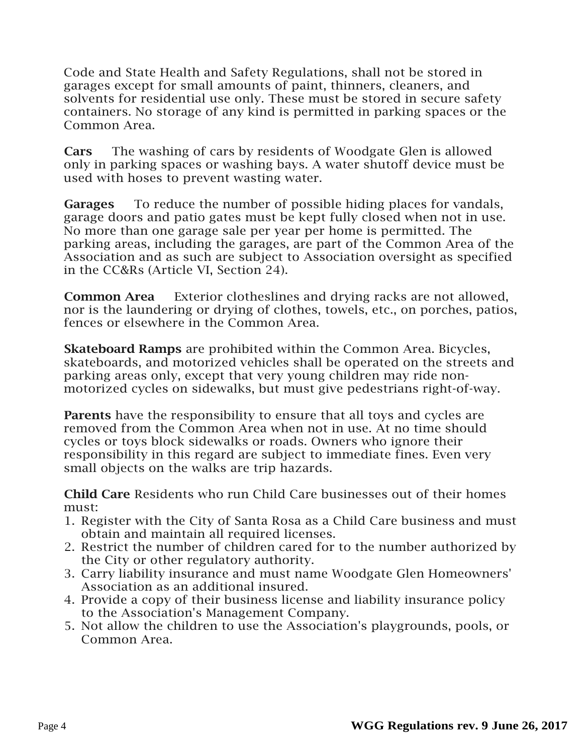Code and State Health and Safety Regulations, shall not be stored in garages except for small amounts of paint, thinners, cleaners, and solvents for residential use only. These must be stored in secure safety containers. No storage of any kind is permitted in parking spaces or the Common Area.

**Cars** The washing of cars by residents of Woodgate Glen is allowed only in parking spaces or washing bays. A water shutoff device must be used with hoses to prevent wasting water.

**Garages** To reduce the number of possible hiding places for vandals, garage doors and patio gates must be kept fully closed when not in use. No more than one garage sale per year per home is permitted. The parking areas, including the garages, are part of the Common Area of the Association and as such are subject to Association oversight as specified in the CC&Rs (Article VI, Section 24).

**Common Area** Exterior clotheslines and drying racks are not allowed, nor is the laundering or drying of clothes, towels, etc., on porches, patios, fences or elsewhere in the Common Area.

**Skateboard Ramps** are prohibited within the Common Area. Bicycles, skateboards, and motorized vehicles shall be operated on the streets and parking areas only, except that very young children may ride non-motorized cycles on sidewalks, but must give pedestrians right-of-way.

**Parents** have the responsibility to ensure that all toys and cycles are removed from the Common Area when not in use. At no time should cycles or toys block sidewalks or roads. Owners who ignore their responsibility in this regard are subject to immediate fines. Even very small objects on the walks are trip hazards.

**Child Care** Residents who run Child Care businesses out of their homes must:

1. Register with the City of Santa Rosa as a Child Care business and must obtain and maintain all required licenses.
2. Restrict the number of children cared for to the number authorized by the City or other regulatory authority.
3. Carry liability insurance and must name Woodgate Glen Homeowners' Association as an additional insured.
4. Provide a copy of their business license and liability insurance policy to the Association's Management Company.
5. Not allow the children to use the Association's playgrounds, pools, or Common Area.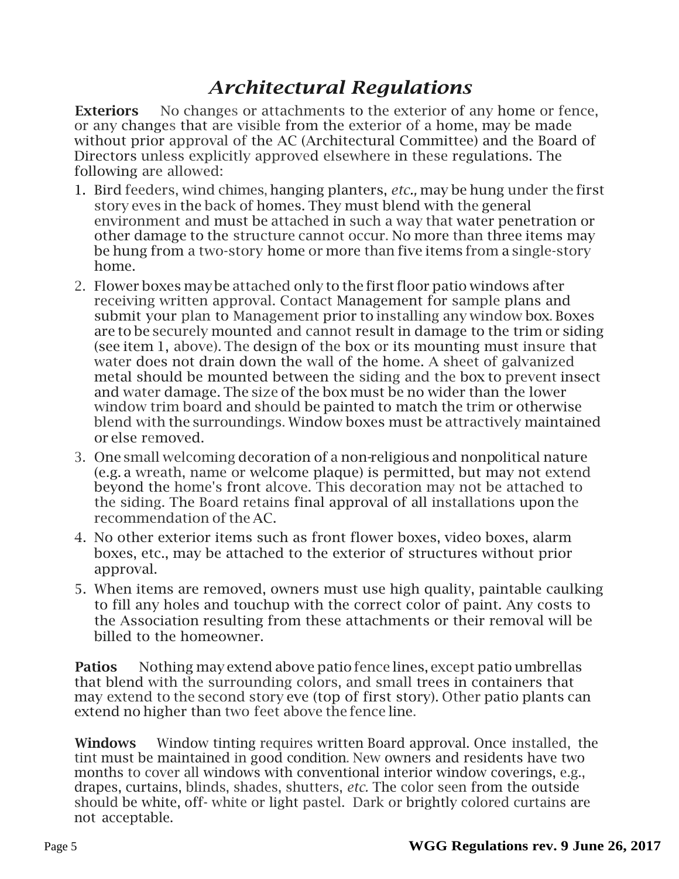# *Architectural Regulations*

**Exteriors** No changes or attachments to the exterior of any home or fence, or any changes that are visible from the exterior of a home, may be made without prior approval of the AC (Architectural Committee) and the Board of Directors unless explicitly approved elsewhere in these regulations. The following are allowed:

1. Bird feeders, wind chimes, hanging planters, *etc.,* may be hung under the first story eves in the back of homes. They must blend with the general environment and must be attached in such a way that water penetration or other damage to the structure cannot occur. No more than three items may be hung from a two-story home or more than five items from a single-story home.
2. Flower boxes may be attached only to the first floor patio windows after receiving written approval. Contact Management for sample plans and submit your plan to Management prior to installing any window box. Boxes are to be securely mounted and cannot result in damage to the trim or siding (see item 1, above). The design of the box or its mounting must insure that water does not drain down the wall of the home. A sheet of galvanized metal should be mounted between the siding and the box to prevent insect and water damage. The size of the box must be no wider than the lower window trim board and should be painted to match the trim or otherwise blend with the surroundings. Window boxes must be attractively maintained or else removed.
3. One small welcoming decoration of a non-religious and nonpolitical nature (e.g. a wreath, name or welcome plaque) is permitted, but may not extend beyond the home's front alcove. This decoration may not be attached to the siding. The Board retains final approval of all installations upon the recommendation of the AC.
4. No other exterior items such as front flower boxes, video boxes, alarm boxes, etc., may be attached to the exterior of structures without prior approval.
5. When items are removed, owners must use high quality, paintable caulking to fill any holes and touchup with the correct color of paint. Any costs to the Association resulting from these attachments or their removal will be billed to the homeowner.

**Patios** Nothing may extend above patio fence lines, except patio umbrellas that blend with the surrounding colors, and small trees in containers that may extend to the second story eve (top of first story). Other patio plants can extend no higher than two feet above the fence line.

**Windows** Window tinting requires written Board approval. Once installed, the tint must be maintained in good condition. New owners and residents have two months to cover all windows with conventional interior window coverings, e.g., drapes, curtains, blinds, shades, shutters, *etc.* The color seen from the outside should be white, off- white or light pastel. Dark or brightly colored curtains are not acceptable.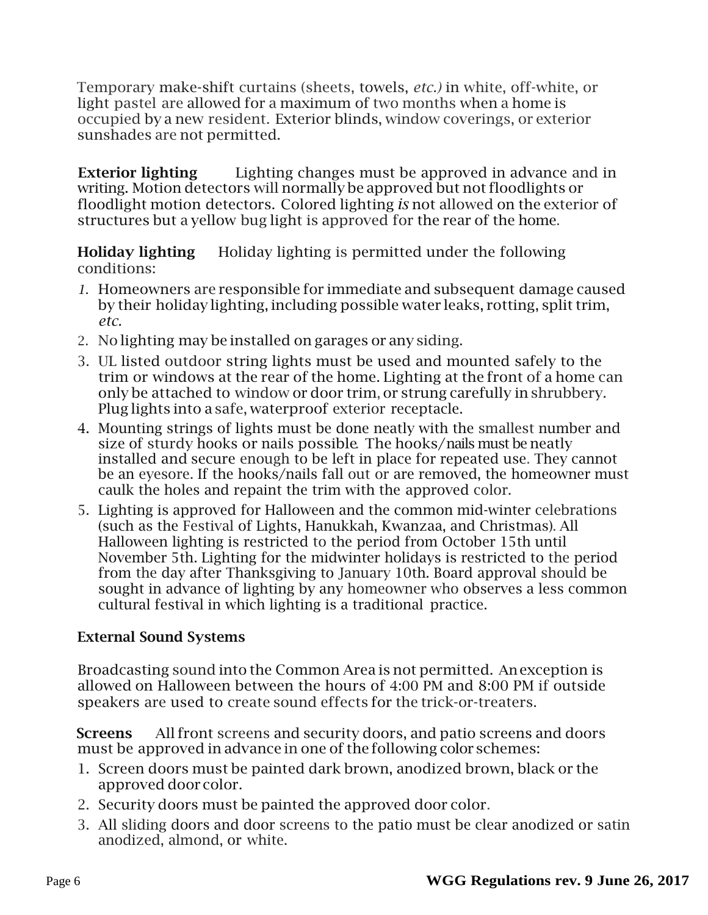Temporary make-shift curtains (sheets, towels, *etc.)* in white, off-white, or light pastel are allowed for a maximum of two months when a home is occupied by a new resident. Exterior blinds, window coverings, or exterior sunshades are not permitted.

**Exterior lighting** Lighting changes must be approved in advance and in writing. Motion detectors will normally be approved but not floodlights or floodlight motion detectors. Colored lighting *is* not allowed on the exterior of structures but a yellow bug light is approved for the rear of the home.

**Holiday lighting** Holiday lighting is permitted under the following conditions:

1. Homeowners are responsible for immediate and subsequent damage caused by their holiday lighting, including possible water leaks, rotting, split trim, *etc.*
2. No lighting may be installed on garages or any siding.
3. UL listed outdoor string lights must be used and mounted safely to the trim or windows at the rear of the home. Lighting at the front of a home can only be attached to window or door trim, or strung carefully in shrubbery. Plug lights into a safe, waterproof exterior receptacle.
4. Mounting strings of lights must be done neatly with the smallest number and size of sturdy hooks or nails possible. The hooks/nails must be neatly installed and secure enough to be left in place for repeated use. They cannot be an eyesore. If the hooks/nails fall out or are removed, the homeowner must caulk the holes and repaint the trim with the approved color.
5. Lighting is approved for Halloween and the common mid-winter celebrations (such as the Festival of Lights, Hanukkah, Kwanzaa, and Christmas). All Halloween lighting is restricted to the period from October 15th until November 5th. Lighting for the midwinter holidays is restricted to the period from the day after Thanksgiving to January 10th. Board approval should be sought in advance of lighting by any homeowner who observes a less common cultural festival in which lighting is a traditional practice.

**External Sound Systems**

Broadcasting sound into the Common Area is not permitted. An exception is allowed on Halloween between the hours of 4:00 PM and 8:00 PM if outside speakers are used to create sound effects for the trick-or-treaters.

**Screens** All front screens and security doors, and patio screens and doors must be approved in advance in one of the following color schemes:

1. Screen doors must be painted dark brown, anodized brown, black or the approved door color.
2. Security doors must be painted the approved door color.
3. All sliding doors and door screens to the patio must be clear anodized or satin anodized, almond, or white.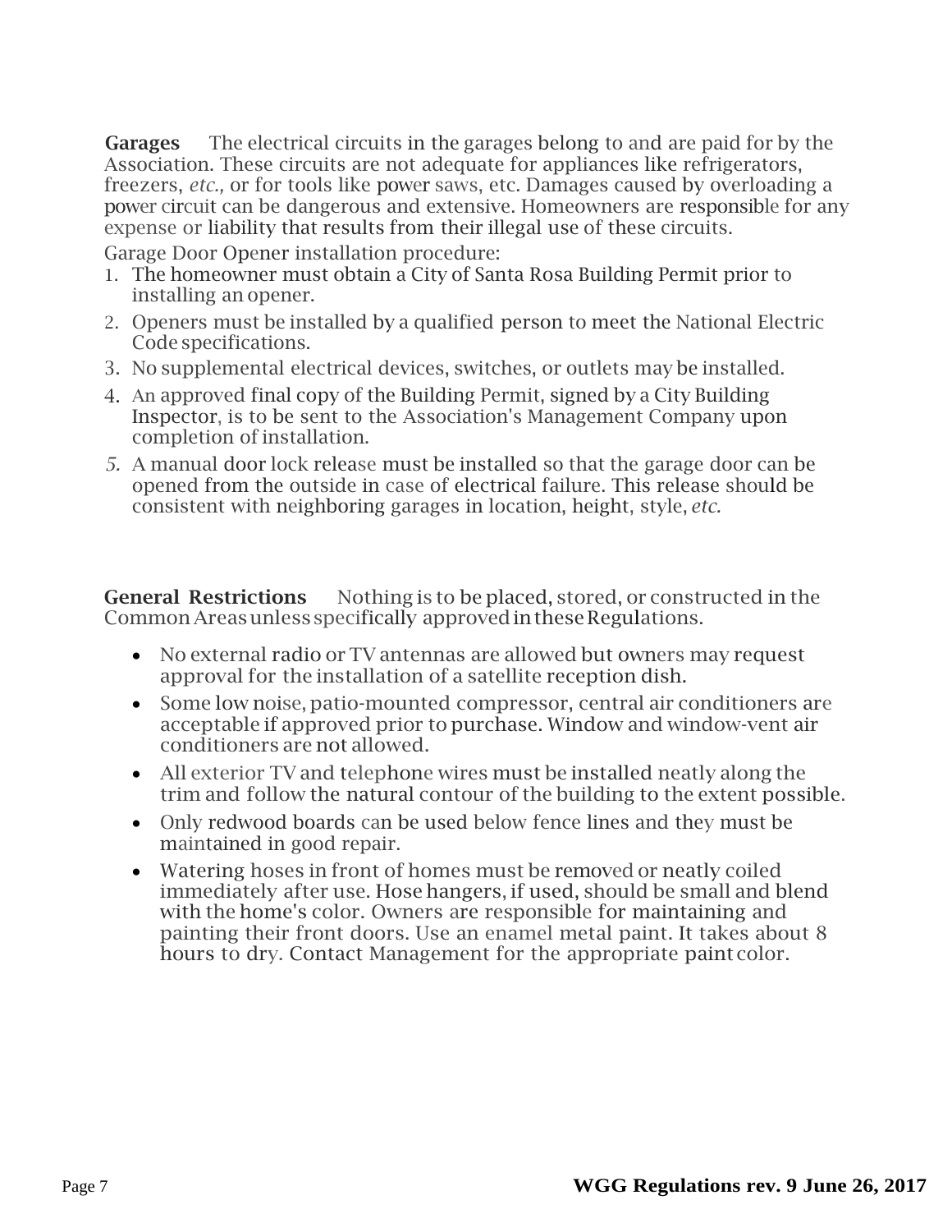**Garages** The electrical circuits in the garages belong to and are paid for by the Association. These circuits are not adequate for appliances like refrigerators, freezers, *etc.,* or for tools like power saws, etc. Damages caused by overloading a power circuit can be dangerous and extensive. Homeowners are responsible for any expense or liability that results from their illegal use of these circuits.

Garage Door Opener installation procedure:

1. The homeowner must obtain a City of Santa Rosa Building Permit prior to installing an opener.
2. Openers must be installed by a qualified person to meet the National Electric Code specifications.
3. No supplemental electrical devices, switches, or outlets may be installed.
4. An approved final copy of the Building Permit, signed by a City Building Inspector, is to be sent to the Association's Management Company upon completion of installation.
5. A manual door lock release must be installed so that the garage door can be opened from the outside in case of electrical failure. This release should be consistent with neighboring garages in location, height, style, *etc.*

**General Restrictions** Nothing is to be placed, stored, or constructed in the Common Areas unless specifically approved in these Regulations.

- No external radio or TV antennas are allowed but owners may request approval for the installation of a satellite reception dish.
- Some low noise, patio-mounted compressor, central air conditioners are acceptable if approved prior to purchase. Window and window-vent air conditioners are not allowed.
- All exterior TV and telephone wires must be installed neatly along the trim and follow the natural contour of the building to the extent possible.
- Only redwood boards can be used below fence lines and they must be maintained in good repair.
- Watering hoses in front of homes must be removed or neatly coiled immediately after use. Hose hangers, if used, should be small and blend with the home's color. Owners are responsible for maintaining and painting their front doors. Use an enamel metal paint. It takes about 8 hours to dry. Contact Management for the appropriate paint color.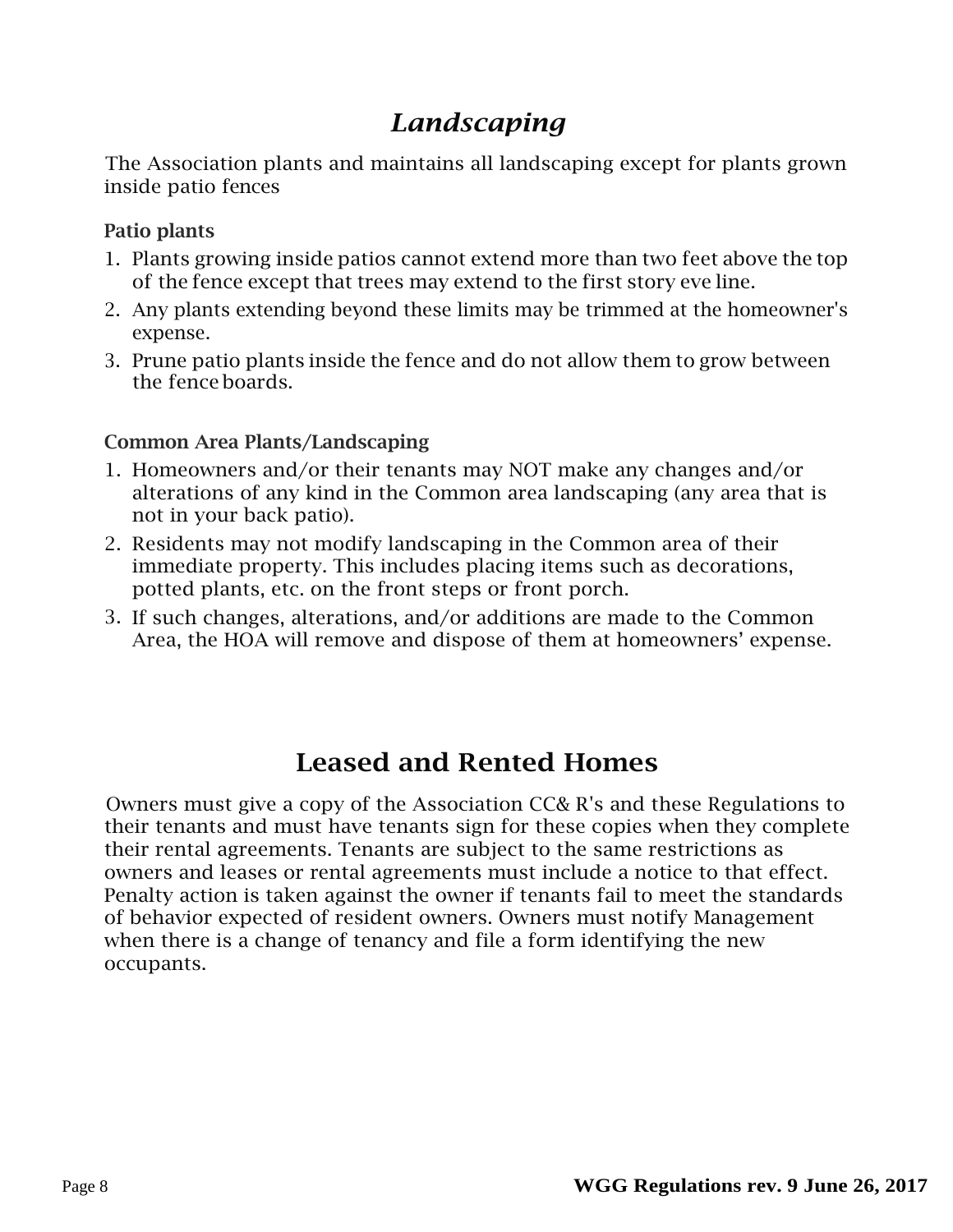# *Landscaping*

The Association plants and maintains all landscaping except for plants grown inside patio fences

### Patio plants

1. Plants growing inside patios cannot extend more than two feet above the top of the fence except that trees may extend to the first story eve line.
2. Any plants extending beyond these limits may be trimmed at the homeowner's expense.
3. Prune patio plants inside the fence and do not allow them to grow between the fence boards.

### Common Area Plants/Landscaping

1. Homeowners and/or their tenants may NOT make any changes and/or alterations of any kind in the Common area landscaping (any area that is not in your back patio).
2. Residents may not modify landscaping in the Common area of their immediate property. This includes placing items such as decorations, potted plants, etc. on the front steps or front porch.
3. If such changes, alterations, and/or additions are made to the Common Area, the HOA will remove and dispose of them at homeowners' expense.

# Leased and Rented Homes

Owners must give a copy of the Association CC& R's and these Regulations to their tenants and must have tenants sign for these copies when they complete their rental agreements. Tenants are subject to the same restrictions as owners and leases or rental agreements must include a notice to that effect. Penalty action is taken against the owner if tenants fail to meet the standards of behavior expected of resident owners. Owners must notify Management when there is a change of tenancy and file a form identifying the new occupants.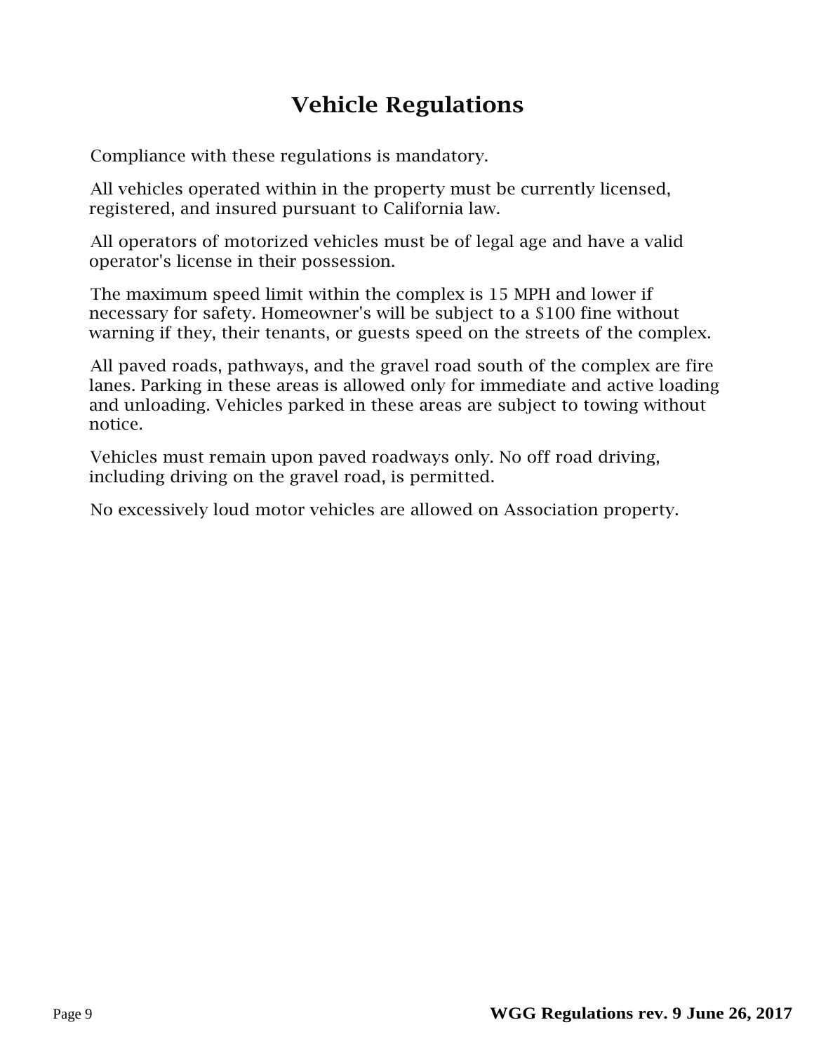# Vehicle Regulations

Compliance with these regulations is mandatory.

All vehicles operated within in the property must be currently licensed, registered, and insured pursuant to California law.

All operators of motorized vehicles must be of legal age and have a valid operator's license in their possession.

The maximum speed limit within the complex is 15 MPH and lower if necessary for safety. Homeowner's will be subject to a $100 fine without warning if they, their tenants, or guests speed on the streets of the complex.

All paved roads, pathways, and the gravel road south of the complex are fire lanes. Parking in these areas is allowed only for immediate and active loading and unloading. Vehicles parked in these areas are subject to towing without notice.

Vehicles must remain upon paved roadways only. No off road driving, including driving on the gravel road, is permitted.

No excessively loud motor vehicles are allowed on Association property.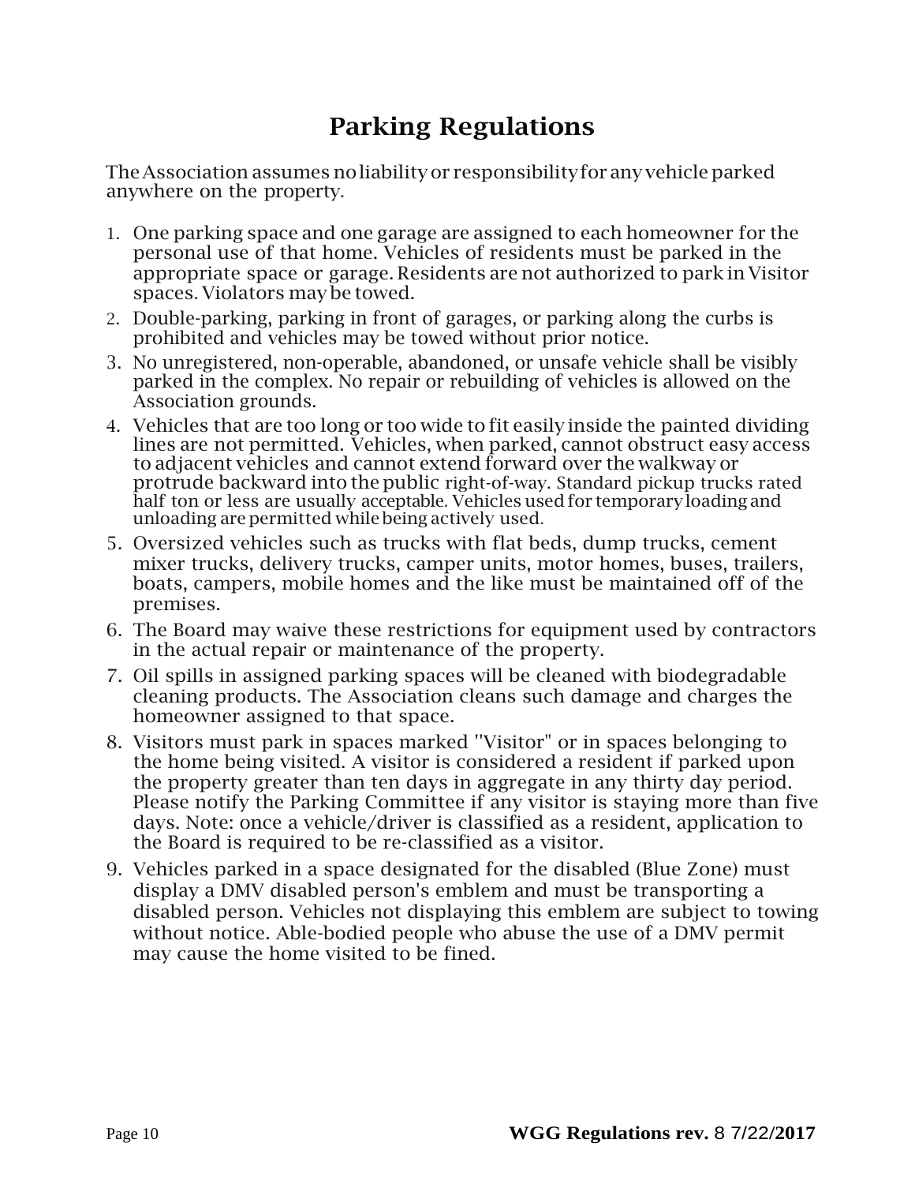# Parking Regulations

The Association assumes no liability or responsibility for any vehicle parked anywhere on the property.

1. One parking space and one garage are assigned to each homeowner for the personal use of that home. Vehicles of residents must be parked in the appropriate space or garage. Residents are not authorized to park in Visitor spaces. Violators may be towed.
2. Double-parking, parking in front of garages, or parking along the curbs is prohibited and vehicles may be towed without prior notice.
3. No unregistered, non-operable, abandoned, or unsafe vehicle shall be visibly parked in the complex. No repair or rebuilding of vehicles is allowed on the Association grounds.
4. Vehicles that are too long or too wide to fit easily inside the painted dividing lines are not permitted. Vehicles, when parked, cannot obstruct easy access to adjacent vehicles and cannot extend forward over the walkway or protrude backward into the public right-of-way. Standard pickup trucks rated half ton or less are usually acceptable. Vehicles used for temporary loading and unloading are permitted while being actively used.
5. Oversized vehicles such as trucks with flat beds, dump trucks, cement mixer trucks, delivery trucks, camper units, motor homes, buses, trailers, boats, campers, mobile homes and the like must be maintained off of the premises.
6. The Board may waive these restrictions for equipment used by contractors in the actual repair or maintenance of the property.
7. Oil spills in assigned parking spaces will be cleaned with biodegradable cleaning products. The Association cleans such damage and charges the homeowner assigned to that space.
8. Visitors must park in spaces marked "Visitor" or in spaces belonging to the home being visited. A visitor is considered a resident if parked upon the property greater than ten days in aggregate in any thirty day period. Please notify the Parking Committee if any visitor is staying more than five days. Note: once a vehicle/driver is classified as a resident, application to the Board is required to be re-classified as a visitor.
9. Vehicles parked in a space designated for the disabled (Blue Zone) must display a DMV disabled person's emblem and must be transporting a disabled person. Vehicles not displaying this emblem are subject to towing without notice. Able-bodied people who abuse the use of a DMV permit may cause the home visited to be fined.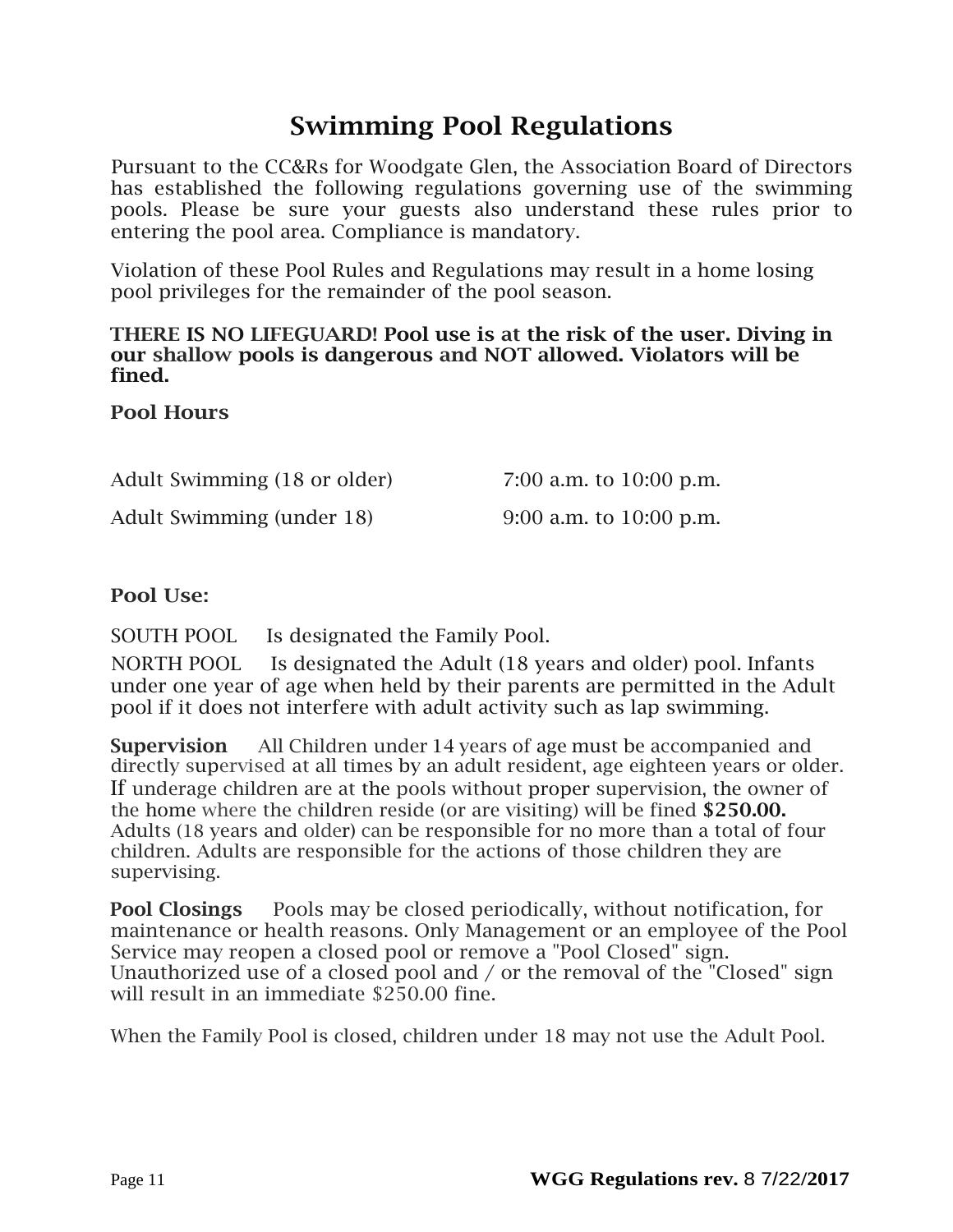# Swimming Pool Regulations

Pursuant to the CC&Rs for Woodgate Glen, the Association Board of Directors has established the following regulations governing use of the swimming pools. Please be sure your guests also understand these rules prior to entering the pool area. Compliance is mandatory.

Violation of these Pool Rules and Regulations may result in a home losing pool privileges for the remainder of the pool season.

**THERE IS NO LIFEGUARD! Pool use is at the risk of the user. Diving in our shallow pools is dangerous and NOT allowed. Violators will be fined.**

**Pool Hours**

| | |
|---|---|
| Adult Swimming (18 or older) | 7:00 a.m. to 10:00 p.m. |
| Adult Swimming (under 18) | 9:00 a.m. to 10:00 p.m. |

**Pool Use:**

SOUTH POOL Is designated the Family Pool.

NORTH POOL Is designated the Adult (18 years and older) pool. Infants under one year of age when held by their parents are permitted in the Adult pool if it does not interfere with adult activity such as lap swimming.

**Supervision** All Children under 14 years of age must be accompanied and directly supervised at all times by an adult resident, age eighteen years or older. If underage children are at the pools without proper supervision, the owner of the home where the children reside (or are visiting) will be fined **$250.00.** Adults (18 years and older) can be responsible for no more than a total of four children. Adults are responsible for the actions of those children they are supervising.

**Pool Closings** Pools may be closed periodically, without notification, for maintenance or health reasons. Only Management or an employee of the Pool Service may reopen a closed pool or remove a "Pool Closed" sign. Unauthorized use of a closed pool and / or the removal of the "Closed" sign will result in an immediate $250.00 fine.

When the Family Pool is closed, children under 18 may not use the Adult Pool.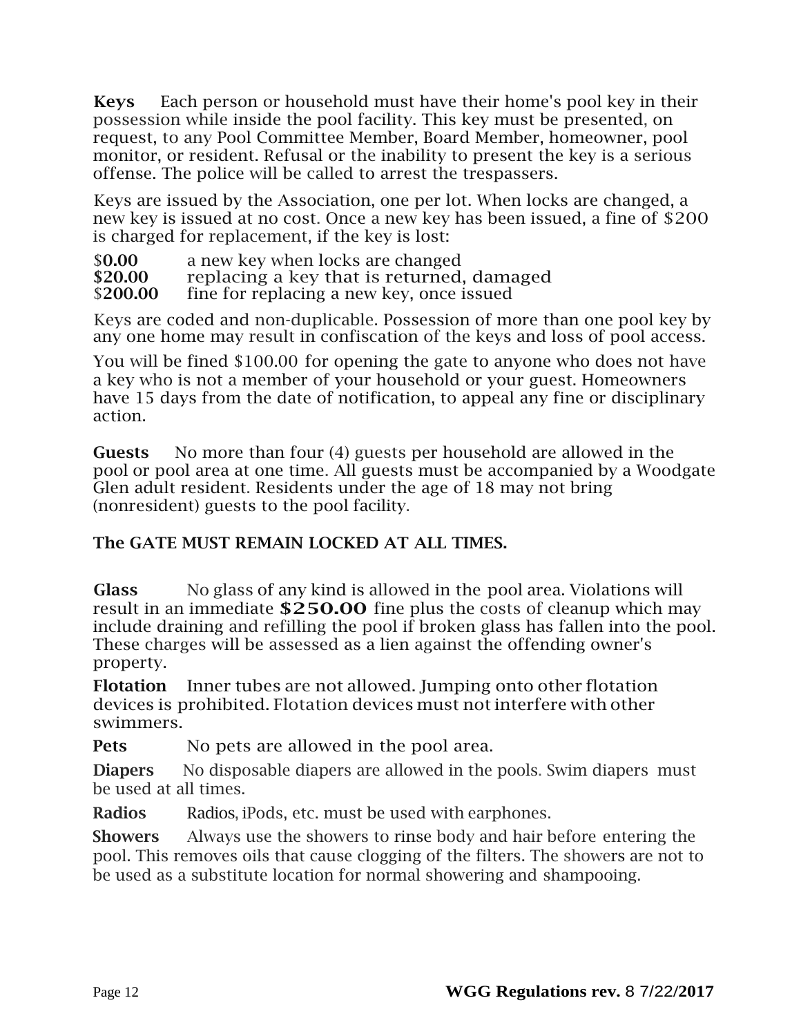**Keys** Each person or household must have their home's pool key in their possession while inside the pool facility. This key must be presented, on request, to any Pool Committee Member, Board Member, homeowner, pool monitor, or resident. Refusal or the inability to present the key is a serious offense. The police will be called to arrest the trespassers.

Keys are issued by the Association, one per lot. When locks are changed, a new key is issued at no cost. Once a new key has been issued, a fine of $200 is charged for replacement, if the key is lost:

| | |
|---|---|
| $**0.00** | a new key when locks are changed |
| **$20.00** | replacing a key that is returned, damaged |
| $**200.00** | fine for replacing a new key, once issued |

Keys are coded and non-duplicable. Possession of more than one pool key by any one home may result in confiscation of the keys and loss of pool access.

You will be fined $100.00 for opening the gate to anyone who does not have a key who is not a member of your household or your guest. Homeowners have 15 days from the date of notification, to appeal any fine or disciplinary action.

**Guests** No more than four (4) guests per household are allowed in the pool or pool area at one time. All guests must be accompanied by a Woodgate Glen adult resident. Residents under the age of 18 may not bring (nonresident) guests to the pool facility.

**The GATE MUST REMAIN LOCKED AT ALL TIMES.**

**Glass** No glass of any kind is allowed in the pool area. Violations will result in an immediate **$250.00** fine plus the costs of cleanup which may include draining and refilling the pool if broken glass has fallen into the pool. These charges will be assessed as a lien against the offending owner's property.

**Flotation** Inner tubes are not allowed. Jumping onto other flotation devices is prohibited. Flotation devices must not interfere with other swimmers.

**Pets** No pets are allowed in the pool area.

**Diapers** No disposable diapers are allowed in the pools. Swim diapers must be used at all times.

**Radios** Radios, iPods, etc. must be used with earphones.

**Showers** Always use the showers to rinse body and hair before entering the pool. This removes oils that cause clogging of the filters. The showers are not to be used as a substitute location for normal showering and shampooing.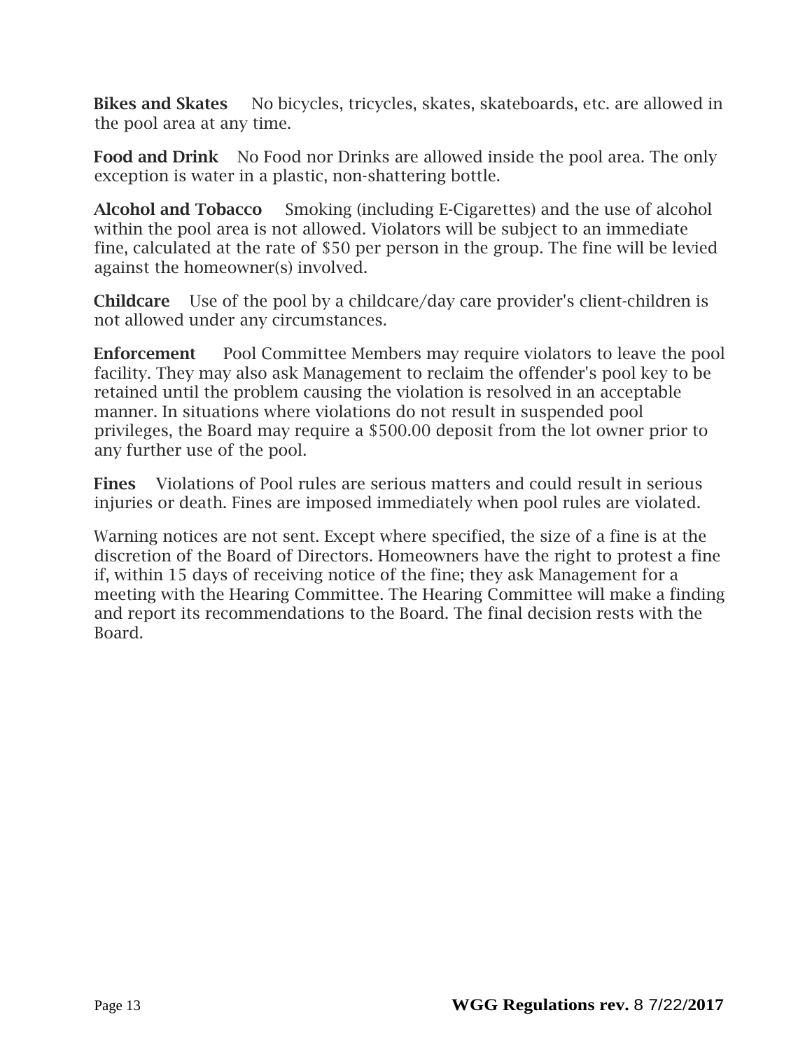**Bikes and Skates** No bicycles, tricycles, skates, skateboards, etc. are allowed in the pool area at any time.

**Food and Drink** No Food nor Drinks are allowed inside the pool area. The only exception is water in a plastic, non-shattering bottle.

**Alcohol and Tobacco** Smoking (including E-Cigarettes) and the use of alcohol within the pool area is not allowed. Violators will be subject to an immediate fine, calculated at the rate of $50 per person in the group. The fine will be levied against the homeowner(s) involved.

**Childcare** Use of the pool by a childcare/day care provider's client-children is not allowed under any circumstances.

**Enforcement** Pool Committee Members may require violators to leave the pool facility. They may also ask Management to reclaim the offender's pool key to be retained until the problem causing the violation is resolved in an acceptable manner. In situations where violations do not result in suspended pool privileges, the Board may require a $500.00 deposit from the lot owner prior to any further use of the pool.

**Fines** Violations of Pool rules are serious matters and could result in serious injuries or death. Fines are imposed immediately when pool rules are violated.

Warning notices are not sent. Except where specified, the size of a fine is at the discretion of the Board of Directors. Homeowners have the right to protest a fine if, within 15 days of receiving notice of the fine; they ask Management for a meeting with the Hearing Committee. The Hearing Committee will make a finding and report its recommendations to the Board. The final decision rests with the Board.